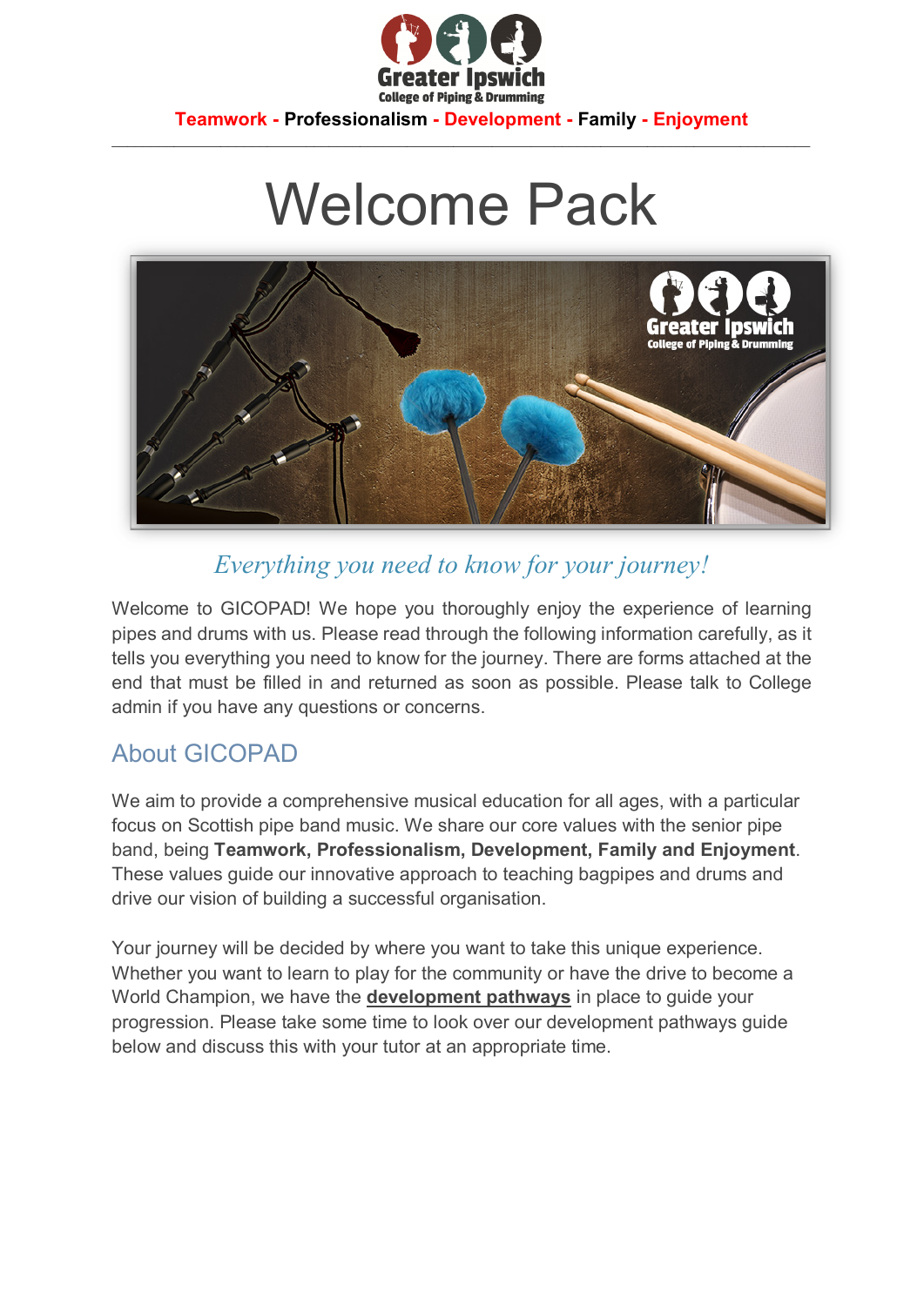Greater Ipswich College of Piping & Drumming

**Teamwork - Professionalism - Development - Family - Enjoyment**

---

# Welcome Pack

*Everything you need to know for your journey!*

Welcome to GICOPAD! We hope you thoroughly enjoy the experience of learning pipes and drums with us. Please read through the following information carefully, as it tells you everything you need to know for the journey. There are forms attached at the end that must be filled in and returned as soon as possible. Please talk to College admin if you have any questions or concerns.

## About GICOPAD

We aim to provide a comprehensive musical education for all ages, with a particular focus on Scottish pipe band music. We share our core values with the senior pipe band, being **Teamwork, Professionalism, Development, Family and Enjoyment**. These values guide our innovative approach to teaching bagpipes and drums and drive our vision of building a successful organisation.

Your journey will be decided by where you want to take this unique experience. Whether you want to learn to play for the community or have the drive to become a World Champion, we have the **development pathways** in place to guide your progression. Please take some time to look over our development pathways guide below and discuss this with your tutor at an appropriate time.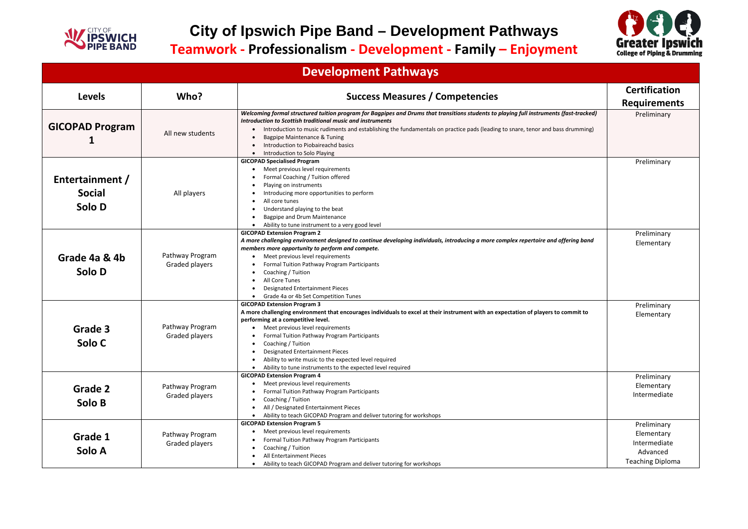# City of Ipswich Pipe Band – Development Pathways

**Teamwork - Professionalism - Development - Family – Enjoyment**

## Development Pathways

| Levels | Who? | Success Measures / Competencies | Certification Requirements |
|---|---|---|---|
| **GICOPAD Program 1** | All new students | ***Welcoming formal structured tuition program for Bagpipes and Drums that transitions students to playing full instruments (fast-tracked)*** <br> ***Introduction to Scottish traditional music and instruments*** <br> • Introduction to music rudiments and establishing the fundamentals on practice pads (leading to snare, tenor and bass drumming) <br> • Bagpipe Maintenance & Tuning <br> • Introduction to Piobaireachd basics <br> • Introduction to Solo Playing | Preliminary |
| **Entertainment / Social Solo D** | All players | **GICOPAD Specialised Program** <br> • Meet previous level requirements <br> • Formal Coaching / Tuition offered <br> • Playing on instruments <br> • Introducing more opportunities to perform <br> • All core tunes <br> • Understand playing to the beat <br> • Bagpipe and Drum Maintenance <br> • Ability to tune instrument to a very good level | Preliminary |
| **Grade 4a & 4b Solo D** | Pathway Program Graded players | **GICOPAD Extension Program 2** <br> ***A more challenging environment designed to continue developing individuals, introducing a more complex repertoire and offering band members more opportunity to perform and compete.*** <br> • Meet previous level requirements <br> • Formal Tuition Pathway Program Participants <br> • Coaching / Tuition <br> • All Core Tunes <br> • Designated Entertainment Pieces <br> • Grade 4a or 4b Set Competition Tunes | Preliminary <br> Elementary |
| **Grade 3 Solo C** | Pathway Program Graded players | **GICOPAD Extension Program 3** <br> **A more challenging environment that encourages individuals to excel at their instrument with an expectation of players to commit to performing at a competitive level.** <br> • Meet previous level requirements <br> • Formal Tuition Pathway Program Participants <br> • Coaching / Tuition <br> • Designated Entertainment Pieces <br> • Ability to write music to the expected level required <br> • Ability to tune instruments to the expected level required | Preliminary <br> Elementary |
| **Grade 2 Solo B** | Pathway Program Graded players | **GICOPAD Extension Program 4** <br> • Meet previous level requirements <br> • Formal Tuition Pathway Program Participants <br> • Coaching / Tuition <br> • All / Designated Entertainment Pieces <br> • Ability to teach GICOPAD Program and deliver tutoring for workshops | Preliminary <br> Elementary <br> Intermediate |
| **Grade 1 Solo A** | Pathway Program Graded players | **GICOPAD Extension Program 5** <br> • Meet previous level requirements <br> • Formal Tuition Pathway Program Participants <br> • Coaching / Tuition <br> • All Entertainment Pieces <br> • Ability to teach GICOPAD Program and deliver tutoring for workshops | Preliminary <br> Elementary <br> Intermediate <br> Advanced <br> Teaching Diploma |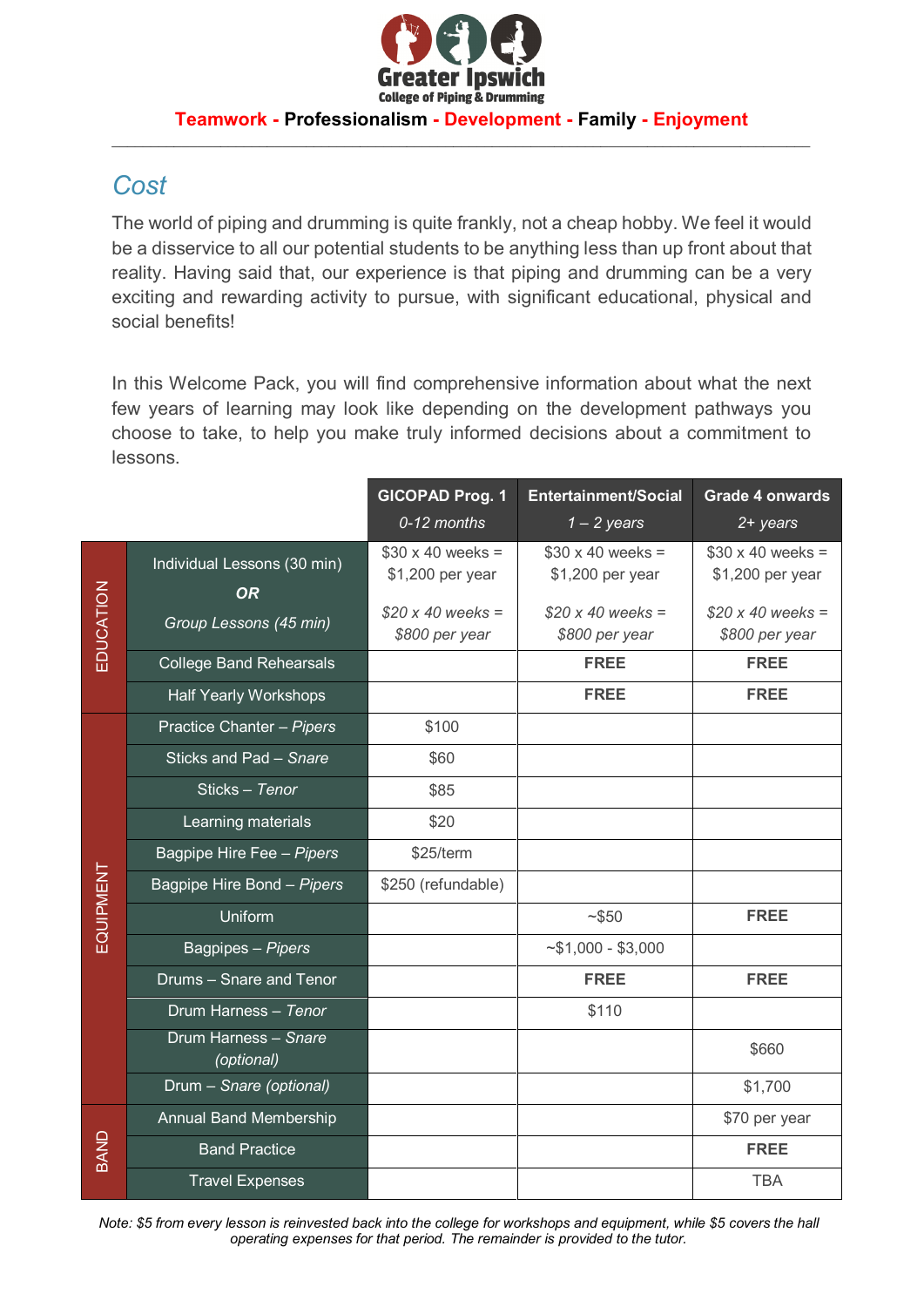Greater Ipswich
College of Piping & Drumming

**Teamwork - Professionalism - Development - Family - Enjoyment**

## Cost

The world of piping and drumming is quite frankly, not a cheap hobby. We feel it would be a disservice to all our potential students to be anything less than up front about that reality. Having said that, our experience is that piping and drumming can be a very exciting and rewarding activity to pursue, with significant educational, physical and social benefits!

In this Welcome Pack, you will find comprehensive information about what the next few years of learning may look like depending on the development pathways you choose to take, to help you make truly informed decisions about a commitment to lessons.

| | | GICOPAD Prog. 1 *0-12 months* | Entertainment/Social *1 – 2 years* | Grade 4 onwards *2+ years* |
|---|---|---|---|---|
| EDUCATION | Individual Lessons (30 min) ***OR*** *Group Lessons (45 min)* | $30 x 40 weeks = $1,200 per year *$20 x 40 weeks = $800 per year* | $30 x 40 weeks = $1,200 per year *$20 x 40 weeks = $800 per year* | $30 x 40 weeks = $1,200 per year *$20 x 40 weeks = $800 per year* |
| | College Band Rehearsals | | **FREE** | **FREE** |
| | Half Yearly Workshops | | **FREE** | **FREE** |
| EQUIPMENT | Practice Chanter – *Pipers* | $100 | | |
| | Sticks and Pad – *Snare* | $60 | | |
| | Sticks – *Tenor* | $85 | | |
| | Learning materials | $20 | | |
| | Bagpipe Hire Fee – *Pipers* | $25/term | | |
| | Bagpipe Hire Bond – *Pipers* | $250 (refundable) | | |
| | Uniform | | ~$50 | **FREE** |
| | Bagpipes – *Pipers* | | ~$1,000 - $3,000 | |
| | Drums – Snare and Tenor | | **FREE** | **FREE** |
| | Drum Harness – *Tenor* | | $110 | |
| | Drum Harness – *Snare (optional)* | | | $660 |
| | Drum – *Snare (optional)* | | | $1,700 |
| BAND | Annual Band Membership | | | $70 per year |
| | Band Practice | | | **FREE** |
| | Travel Expenses | | | TBA |

*Note: $5 from every lesson is reinvested back into the college for workshops and equipment, while $5 covers the hall operating expenses for that period. The remainder is provided to the tutor.*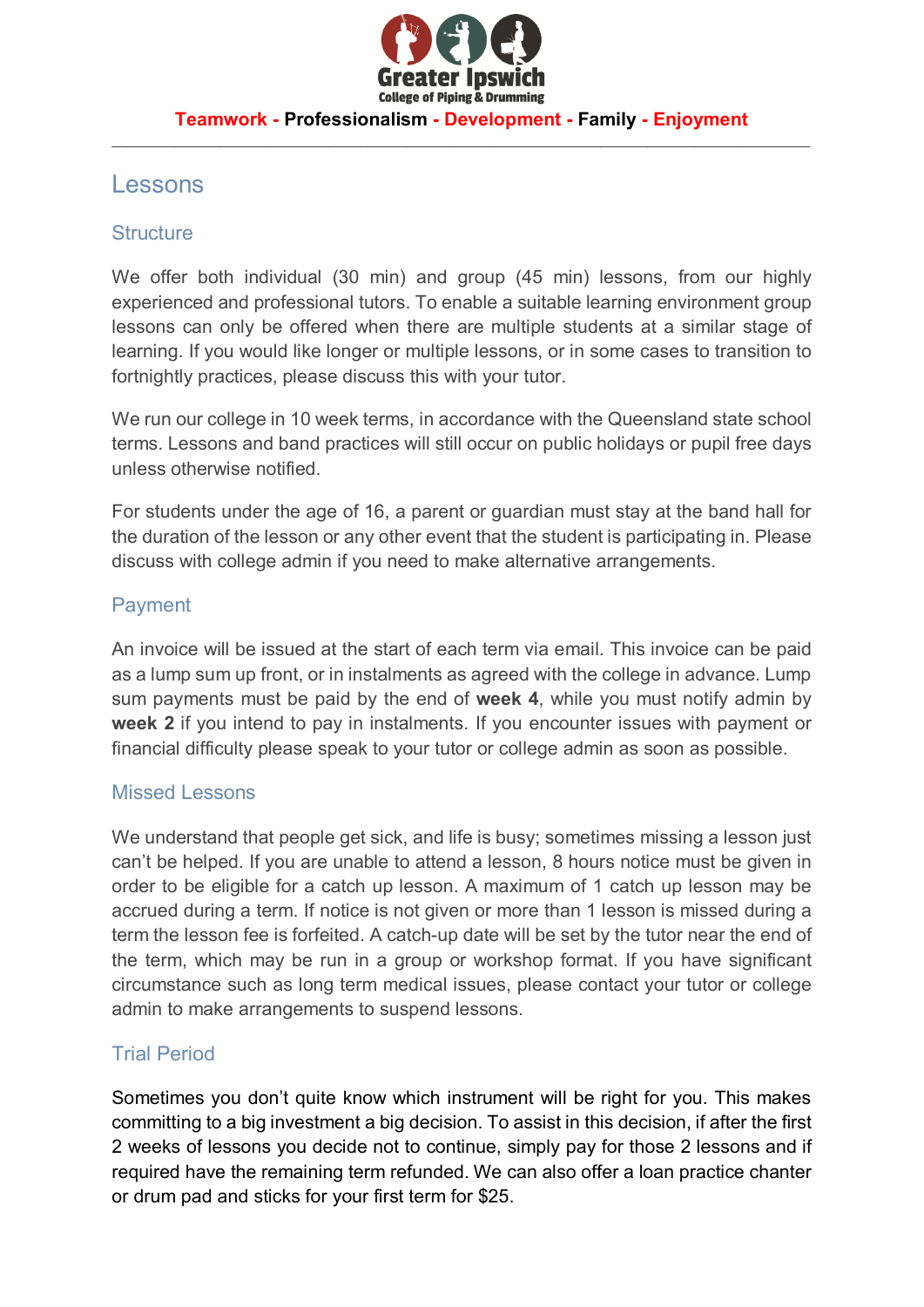Teamwork - Professionalism - Development - Family - Enjoyment

# Lessons

## Structure

We offer both individual (30 min) and group (45 min) lessons, from our highly experienced and professional tutors. To enable a suitable learning environment group lessons can only be offered when there are multiple students at a similar stage of learning. If you would like longer or multiple lessons, or in some cases to transition to fortnightly practices, please discuss this with your tutor.

We run our college in 10 week terms, in accordance with the Queensland state school terms. Lessons and band practices will still occur on public holidays or pupil free days unless otherwise notified.

For students under the age of 16, a parent or guardian must stay at the band hall for the duration of the lesson or any other event that the student is participating in. Please discuss with college admin if you need to make alternative arrangements.

## Payment

An invoice will be issued at the start of each term via email. This invoice can be paid as a lump sum up front, or in instalments as agreed with the college in advance. Lump sum payments must be paid by the end of **week 4**, while you must notify admin by **week 2** if you intend to pay in instalments. If you encounter issues with payment or financial difficulty please speak to your tutor or college admin as soon as possible.

## Missed Lessons

We understand that people get sick, and life is busy; sometimes missing a lesson just can't be helped. If you are unable to attend a lesson, 8 hours notice must be given in order to be eligible for a catch up lesson. A maximum of 1 catch up lesson may be accrued during a term. If notice is not given or more than 1 lesson is missed during a term the lesson fee is forfeited. A catch-up date will be set by the tutor near the end of the term, which may be run in a group or workshop format. If you have significant circumstance such as long term medical issues, please contact your tutor or college admin to make arrangements to suspend lessons.

## Trial Period

Sometimes you don't quite know which instrument will be right for you. This makes committing to a big investment a big decision. To assist in this decision, if after the first 2 weeks of lessons you decide not to continue, simply pay for those 2 lessons and if required have the remaining term refunded. We can also offer a loan practice chanter or drum pad and sticks for your first term for $25.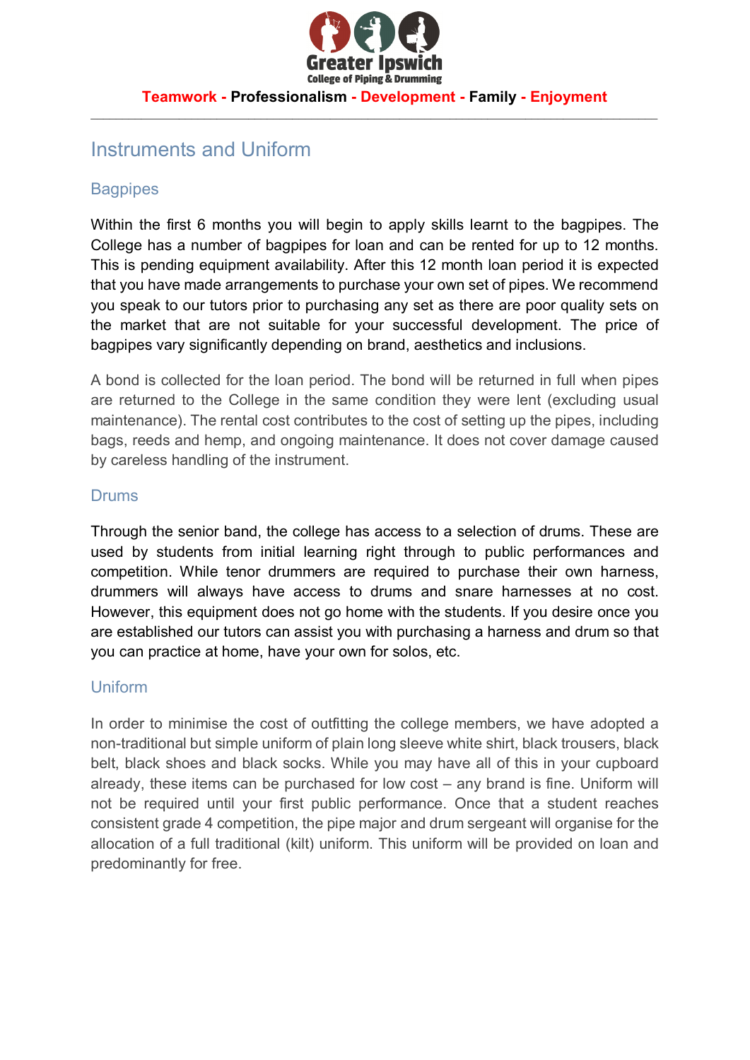## Instruments and Uniform

### Bagpipes

Within the first 6 months you will begin to apply skills learnt to the bagpipes. The College has a number of bagpipes for loan and can be rented for up to 12 months. This is pending equipment availability. After this 12 month loan period it is expected that you have made arrangements to purchase your own set of pipes. We recommend you speak to our tutors prior to purchasing any set as there are poor quality sets on the market that are not suitable for your successful development. The price of bagpipes vary significantly depending on brand, aesthetics and inclusions.

A bond is collected for the loan period. The bond will be returned in full when pipes are returned to the College in the same condition they were lent (excluding usual maintenance). The rental cost contributes to the cost of setting up the pipes, including bags, reeds and hemp, and ongoing maintenance. It does not cover damage caused by careless handling of the instrument.

### Drums

Through the senior band, the college has access to a selection of drums. These are used by students from initial learning right through to public performances and competition. While tenor drummers are required to purchase their own harness, drummers will always have access to drums and snare harnesses at no cost. However, this equipment does not go home with the students. If you desire once you are established our tutors can assist you with purchasing a harness and drum so that you can practice at home, have your own for solos, etc.

### Uniform

In order to minimise the cost of outfitting the college members, we have adopted a non-traditional but simple uniform of plain long sleeve white shirt, black trousers, black belt, black shoes and black socks. While you may have all of this in your cupboard already, these items can be purchased for low cost – any brand is fine. Uniform will not be required until your first public performance. Once that a student reaches consistent grade 4 competition, the pipe major and drum sergeant will organise for the allocation of a full traditional (kilt) uniform. This uniform will be provided on loan and predominantly for free.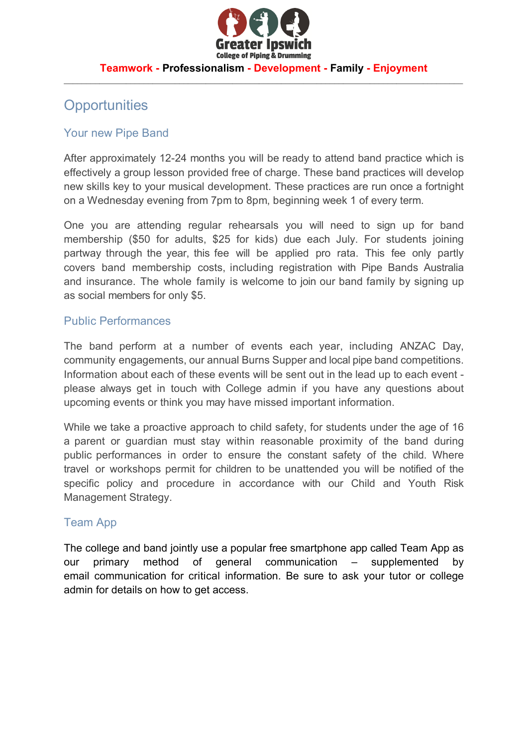**Teamwork - Professionalism - Development - Family - Enjoyment**

---

# Opportunities

## Your new Pipe Band

After approximately 12-24 months you will be ready to attend band practice which is effectively a group lesson provided free of charge. These band practices will develop new skills key to your musical development. These practices are run once a fortnight on a Wednesday evening from 7pm to 8pm, beginning week 1 of every term.

One you are attending regular rehearsals you will need to sign up for band membership ($50 for adults, $25 for kids) due each July. For students joining partway through the year, this fee will be applied pro rata. This fee only partly covers band membership costs, including registration with Pipe Bands Australia and insurance. The whole family is welcome to join our band family by signing up as social members for only $5.

## Public Performances

The band perform at a number of events each year, including ANZAC Day, community engagements, our annual Burns Supper and local pipe band competitions. Information about each of these events will be sent out in the lead up to each event - please always get in touch with College admin if you have any questions about upcoming events or think you may have missed important information.

While we take a proactive approach to child safety, for students under the age of 16 a parent or guardian must stay within reasonable proximity of the band during public performances in order to ensure the constant safety of the child. Where travel or workshops permit for children to be unattended you will be notified of the specific policy and procedure in accordance with our Child and Youth Risk Management Strategy.

## Team App

The college and band jointly use a popular free smartphone app called Team App as our primary method of general communication – supplemented by email communication for critical information. Be sure to ask your tutor or college admin for details on how to get access.